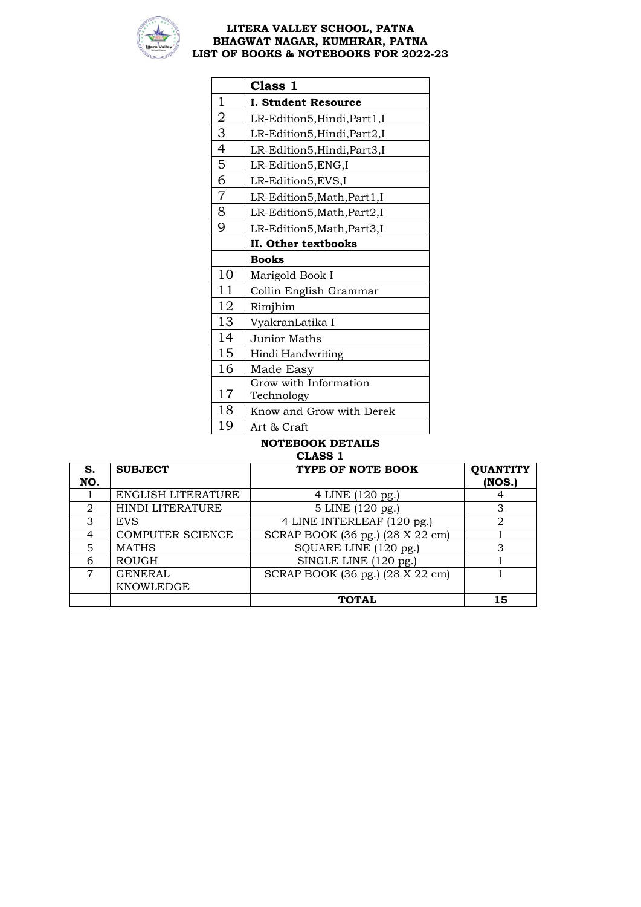# LITERA VALLEY SCHOOL, PATNA
## BHAGWAT NAGAR, KUMHRAR, PATNA
## LIST OF BOOKS & NOTEBOOKS FOR 2022-23

| | Class 1 |
|---|---|
| 1 | **I. Student Resource** |
| 2 | LR-Edition5,Hindi,Part1,I |
| 3 | LR-Edition5,Hindi,Part2,I |
| 4 | LR-Edition5,Hindi,Part3,I |
| 5 | LR-Edition5,ENG,I |
| 6 | LR-Edition5,EVS,I |
| 7 | LR-Edition5,Math,Part1,I |
| 8 | LR-Edition5,Math,Part2,I |
| 9 | LR-Edition5,Math,Part3,I |
| | **II. Other textbooks** |
| | **Books** |
| 10 | Marigold Book I |
| 11 | Collin English Grammar |
| 12 | Rimjhim |
| 13 | VyakranLatika I |
| 14 | Junior Maths |
| 15 | Hindi Handwriting |
| 16 | Made Easy |
| 17 | Grow with Information Technology |
| 18 | Know and Grow with Derek |
| 19 | Art & Craft |

### NOTEBOOK DETAILS
### CLASS 1

| S. NO. | SUBJECT | TYPE OF NOTE BOOK | QUANTITY (NOS.) |
|---|---|---|---|
| 1 | ENGLISH LITERATURE | 4 LINE (120 pg.) | 4 |
| 2 | HINDI LITERATURE | 5 LINE (120 pg.) | 3 |
| 3 | EVS | 4 LINE INTERLEAF (120 pg.) | 2 |
| 4 | COMPUTER SCIENCE | SCRAP BOOK (36 pg.) (28 X 22 cm) | 1 |
| 5 | MATHS | SQUARE LINE (120 pg.) | 3 |
| 6 | ROUGH | SINGLE LINE (120 pg.) | 1 |
| 7 | GENERAL KNOWLEDGE | SCRAP BOOK (36 pg.) (28 X 22 cm) | 1 |
| | | **TOTAL** | **15** |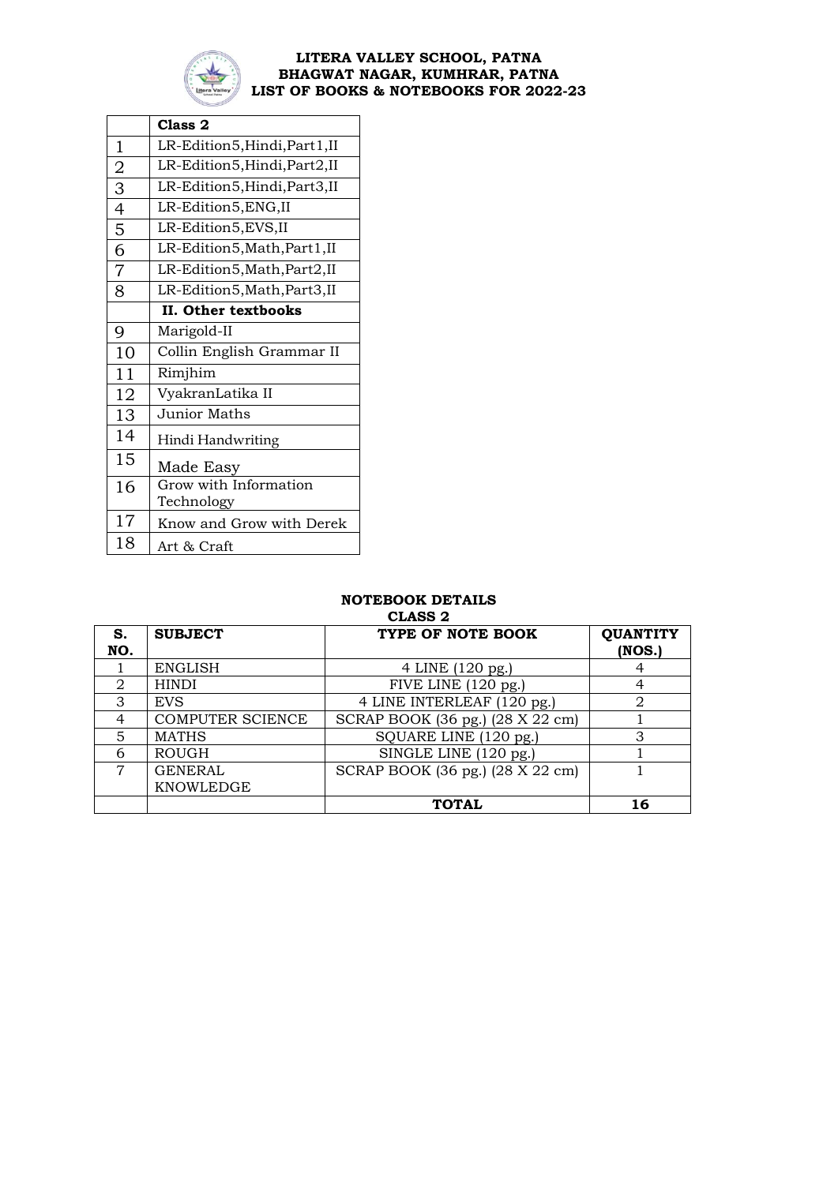# LITERA VALLEY SCHOOL, PATNA
## BHAGWAT NAGAR, KUMHRAR, PATNA
### LIST OF BOOKS & NOTEBOOKS FOR 2022-23

| | Class 2 |
|---|---|
| 1 | LR-Edition5,Hindi,Part1,II |
| 2 | LR-Edition5,Hindi,Part2,II |
| 3 | LR-Edition5,Hindi,Part3,II |
| 4 | LR-Edition5,ENG,II |
| 5 | LR-Edition5,EVS,II |
| 6 | LR-Edition5,Math,Part1,II |
| 7 | LR-Edition5,Math,Part2,II |
| 8 | LR-Edition5,Math,Part3,II |
| | **II. Other textbooks** |
| 9 | Marigold-II |
| 10 | Collin English Grammar II |
| 11 | Rimjhim |
| 12 | VyakranLatika II |
| 13 | Junior Maths |
| 14 | Hindi Handwriting |
| 15 | Made Easy |
| 16 | Grow with Information Technology |
| 17 | Know and Grow with Derek |
| 18 | Art & Craft |

**NOTEBOOK DETAILS**
**CLASS 2**

| S. NO. | SUBJECT | TYPE OF NOTE BOOK | QUANTITY (NOS.) |
|---|---|---|---|
| 1 | ENGLISH | 4 LINE (120 pg.) | 4 |
| 2 | HINDI | FIVE LINE (120 pg.) | 4 |
| 3 | EVS | 4 LINE INTERLEAF (120 pg.) | 2 |
| 4 | COMPUTER SCIENCE | SCRAP BOOK (36 pg.) (28 X 22 cm) | 1 |
| 5 | MATHS | SQUARE LINE (120 pg.) | 3 |
| 6 | ROUGH | SINGLE LINE (120 pg.) | 1 |
| 7 | GENERAL KNOWLEDGE | SCRAP BOOK (36 pg.) (28 X 22 cm) | 1 |
| | | **TOTAL** | **16** |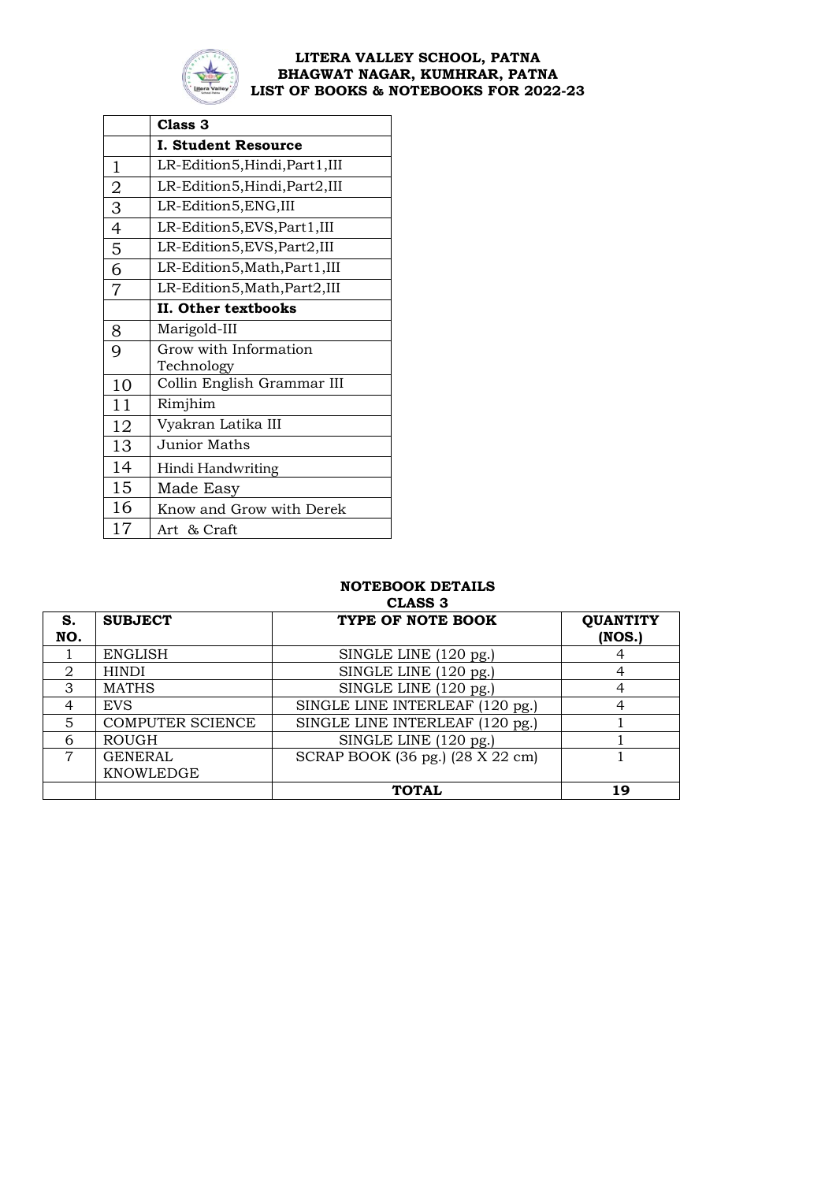**LITERA VALLEY SCHOOL, PATNA**
**BHAGWAT NAGAR, KUMHRAR, PATNA**
**LIST OF BOOKS & NOTEBOOKS FOR 2022-23**

| | **Class 3** |
|---|---|
| | **I. Student Resource** |
| 1 | LR-Edition5,Hindi,Part1,III |
| 2 | LR-Edition5,Hindi,Part2,III |
| 3 | LR-Edition5,ENG,III |
| 4 | LR-Edition5,EVS,Part1,III |
| 5 | LR-Edition5,EVS,Part2,III |
| 6 | LR-Edition5,Math,Part1,III |
| 7 | LR-Edition5,Math,Part2,III |
| | **II. Other textbooks** |
| 8 | Marigold-III |
| 9 | Grow with Information Technology |
| 10 | Collin English Grammar III |
| 11 | Rimjhim |
| 12 | Vyakran Latika III |
| 13 | Junior Maths |
| 14 | Hindi Handwriting |
| 15 | Made Easy |
| 16 | Know and Grow with Derek |
| 17 | Art & Craft |

**NOTEBOOK DETAILS**
**CLASS 3**

| S. NO. | SUBJECT | TYPE OF NOTE BOOK | QUANTITY (NOS.) |
|---|---|---|---|
| 1 | ENGLISH | SINGLE LINE (120 pg.) | 4 |
| 2 | HINDI | SINGLE LINE (120 pg.) | 4 |
| 3 | MATHS | SINGLE LINE (120 pg.) | 4 |
| 4 | EVS | SINGLE LINE INTERLEAF (120 pg.) | 4 |
| 5 | COMPUTER SCIENCE | SINGLE LINE INTERLEAF (120 pg.) | 1 |
| 6 | ROUGH | SINGLE LINE (120 pg.) | 1 |
| 7 | GENERAL KNOWLEDGE | SCRAP BOOK (36 pg.) (28 X 22 cm) | 1 |
| | | **TOTAL** | **19** |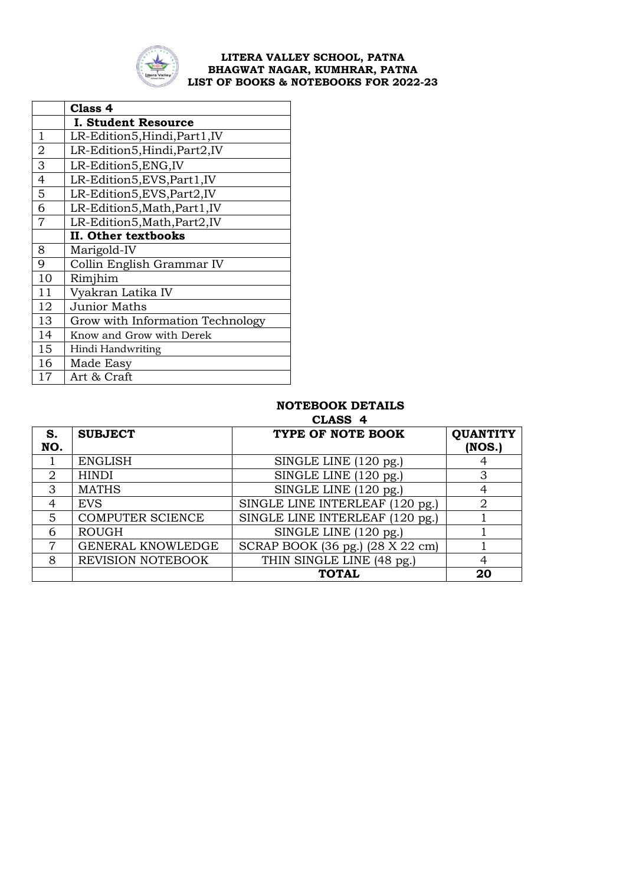**LITERA VALLEY SCHOOL, PATNA**
**BHAGWAT NAGAR, KUMHRAR, PATNA**
**LIST OF BOOKS & NOTEBOOKS FOR 2022-23**

| | **Class 4** |
|---|---|
| | **I. Student Resource** |
| 1 | LR-Edition5,Hindi,Part1,IV |
| 2 | LR-Edition5,Hindi,Part2,IV |
| 3 | LR-Edition5,ENG,IV |
| 4 | LR-Edition5,EVS,Part1,IV |
| 5 | LR-Edition5,EVS,Part2,IV |
| 6 | LR-Edition5,Math,Part1,IV |
| 7 | LR-Edition5,Math,Part2,IV |
| | **II. Other textbooks** |
| 8 | Marigold-IV |
| 9 | Collin English Grammar IV |
| 10 | Rimjhim |
| 11 | Vyakran Latika IV |
| 12 | Junior Maths |
| 13 | Grow with Information Technology |
| 14 | Know and Grow with Derek |
| 15 | Hindi Handwriting |
| 16 | Made Easy |
| 17 | Art & Craft |

**NOTEBOOK DETAILS**
**CLASS 4**

| S. NO. | SUBJECT | TYPE OF NOTE BOOK | QUANTITY (NOS.) |
|---|---|---|---|
| 1 | ENGLISH | SINGLE LINE (120 pg.) | 4 |
| 2 | HINDI | SINGLE LINE (120 pg.) | 3 |
| 3 | MATHS | SINGLE LINE (120 pg.) | 4 |
| 4 | EVS | SINGLE LINE INTERLEAF (120 pg.) | 2 |
| 5 | COMPUTER SCIENCE | SINGLE LINE INTERLEAF (120 pg.) | 1 |
| 6 | ROUGH | SINGLE LINE (120 pg.) | 1 |
| 7 | GENERAL KNOWLEDGE | SCRAP BOOK (36 pg.) (28 X 22 cm) | 1 |
| 8 | REVISION NOTEBOOK | THIN SINGLE LINE (48 pg.) | 4 |
| | | **TOTAL** | **20** |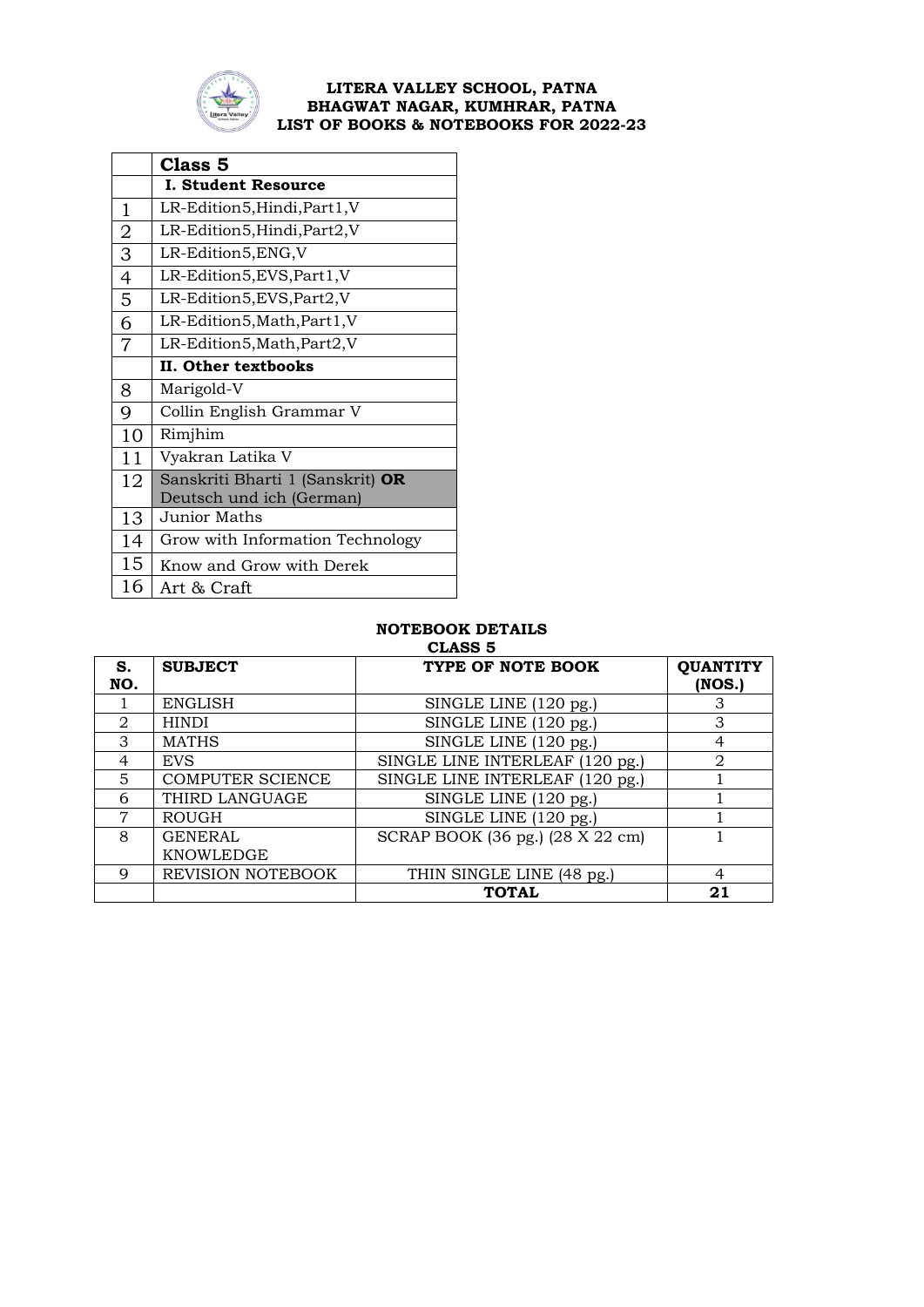**LITERA VALLEY SCHOOL, PATNA**
**BHAGWAT NAGAR, KUMHRAR, PATNA**
**LIST OF BOOKS & NOTEBOOKS FOR 2022-23**

| | **Class 5** |
|---|---|
| | **I. Student Resource** |
| 1 | LR-Edition5,Hindi,Part1,V |
| 2 | LR-Edition5,Hindi,Part2,V |
| 3 | LR-Edition5,ENG,V |
| 4 | LR-Edition5,EVS,Part1,V |
| 5 | LR-Edition5,EVS,Part2,V |
| 6 | LR-Edition5,Math,Part1,V |
| 7 | LR-Edition5,Math,Part2,V |
| | **II. Other textbooks** |
| 8 | Marigold-V |
| 9 | Collin English Grammar V |
| 10 | Rimjhim |
| 11 | Vyakran Latika V |
| 12 | Sanskriti Bharti 1 (Sanskrit) **OR** Deutsch und ich (German) |
| 13 | Junior Maths |
| 14 | Grow with Information Technology |
| 15 | Know and Grow with Derek |
| 16 | Art & Craft |

**NOTEBOOK DETAILS**
**CLASS 5**

| S. NO. | SUBJECT | TYPE OF NOTE BOOK | QUANTITY (NOS.) |
|---|---|---|---|
| 1 | ENGLISH | SINGLE LINE (120 pg.) | 3 |
| 2 | HINDI | SINGLE LINE (120 pg.) | 3 |
| 3 | MATHS | SINGLE LINE (120 pg.) | 4 |
| 4 | EVS | SINGLE LINE INTERLEAF (120 pg.) | 2 |
| 5 | COMPUTER SCIENCE | SINGLE LINE INTERLEAF (120 pg.) | 1 |
| 6 | THIRD LANGUAGE | SINGLE LINE (120 pg.) | 1 |
| 7 | ROUGH | SINGLE LINE (120 pg.) | 1 |
| 8 | GENERAL KNOWLEDGE | SCRAP BOOK (36 pg.) (28 X 22 cm) | 1 |
| 9 | REVISION NOTEBOOK | THIN SINGLE LINE (48 pg.) | 4 |
| | | **TOTAL** | **21** |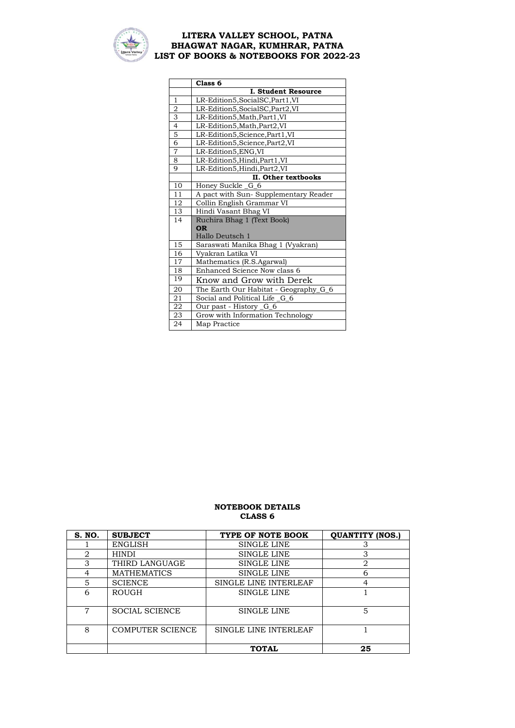# LITERA VALLEY SCHOOL, PATNA
## BHAGWAT NAGAR, KUMHRAR, PATNA
## LIST OF BOOKS & NOTEBOOKS FOR 2022-23

| | Class 6 |
|---|---|
| | **I. Student Resource** |
| 1 | LR-Edition5,SocialSC,Part1,VI |
| 2 | LR-Edition5,SocialSC,Part2,VI |
| 3 | LR-Edition5,Math,Part1,VI |
| 4 | LR-Edition5,Math,Part2,VI |
| 5 | LR-Edition5,Science,Part1,VI |
| 6 | LR-Edition5,Science,Part2,VI |
| 7 | LR-Edition5,ENG,VI |
| 8 | LR-Edition5,Hindi,Part1,VI |
| 9 | LR-Edition5,Hindi,Part2,VI |
| | **II. Other textbooks** |
| 10 | Honey Suckle _G_6 |
| 11 | A pact with Sun- Supplementary Reader |
| 12 | Collin English Grammar VI |
| 13 | Hindi Vasant Bhag VI |
| 14 | Ruchira Bhag 1 (Text Book) **OR** Hallo Deutsch 1 |
| 15 | Saraswati Manika Bhag 1 (Vyakran) |
| 16 | Vyakran Latika VI |
| 17 | Mathematics (R.S.Agarwal) |
| 18 | Enhanced Science Now class 6 |
| 19 | Know and Grow with Derek |
| 20 | The Earth Our Habitat - Geography_G_6 |
| 21 | Social and Political Life _G_6 |
| 22 | Our past - History _G_6 |
| 23 | Grow with Information Technology |
| 24 | Map Practice |

**NOTEBOOK DETAILS**
**CLASS 6**

| S. NO. | SUBJECT | TYPE OF NOTE BOOK | QUANTITY (NOS.) |
|---|---|---|---|
| 1 | ENGLISH | SINGLE LINE | 3 |
| 2 | HINDI | SINGLE LINE | 3 |
| 3 | THIRD LANGUAGE | SINGLE LINE | 2 |
| 4 | MATHEMATICS | SINGLE LINE | 6 |
| 5 | SCIENCE | SINGLE LINE INTERLEAF | 4 |
| 6 | ROUGH | SINGLE LINE | 1 |
| 7 | SOCIAL SCIENCE | SINGLE LINE | 5 |
| 8 | COMPUTER SCIENCE | SINGLE LINE INTERLEAF | 1 |
| | | **TOTAL** | **25** |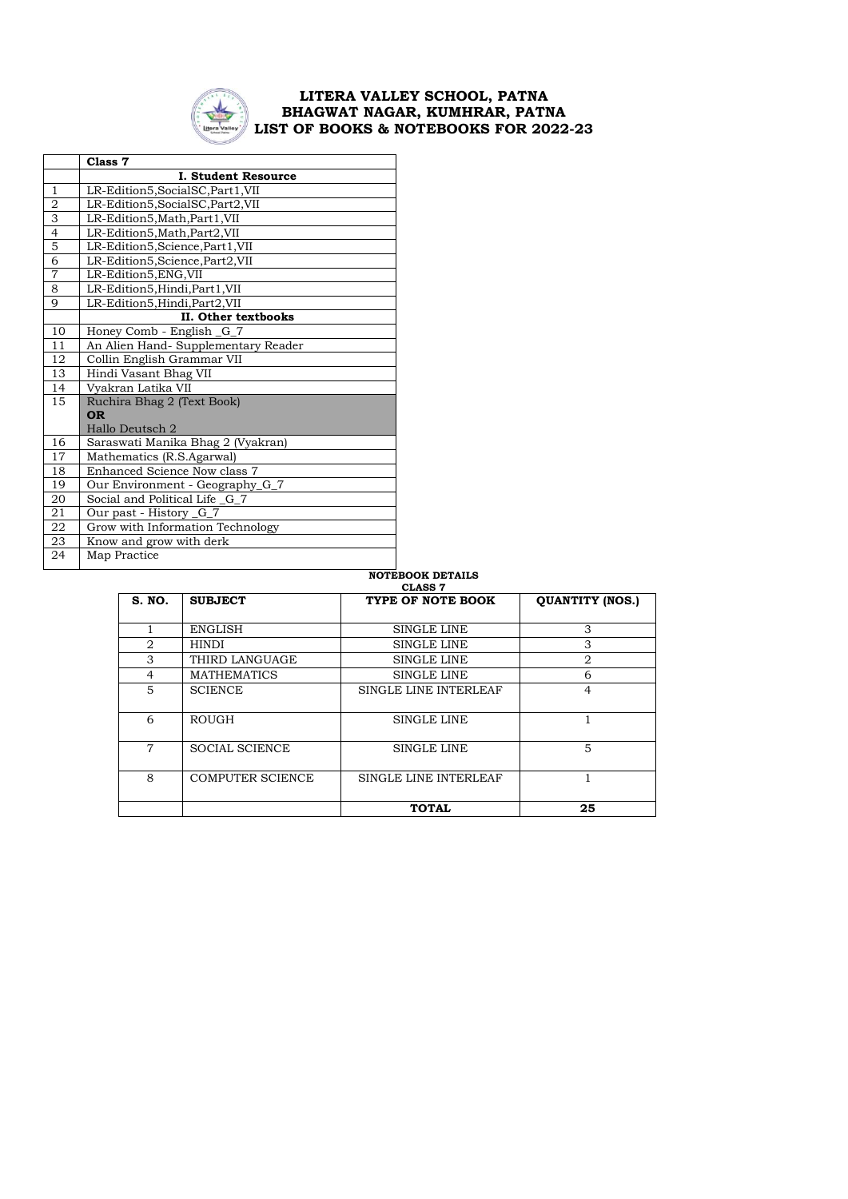# LITERA VALLEY SCHOOL, PATNA
## BHAGWAT NAGAR, KUMHRAR, PATNA
## LIST OF BOOKS & NOTEBOOKS FOR 2022-23

| | Class 7 |
|---|---|
| | **I. Student Resource** |
| 1 | LR-Edition5,SocialSC,Part1,VII |
| 2 | LR-Edition5,SocialSC,Part2,VII |
| 3 | LR-Edition5,Math,Part1,VII |
| 4 | LR-Edition5,Math,Part2,VII |
| 5 | LR-Edition5,Science,Part1,VII |
| 6 | LR-Edition5,Science,Part2,VII |
| 7 | LR-Edition5,ENG,VII |
| 8 | LR-Edition5,Hindi,Part1,VII |
| 9 | LR-Edition5,Hindi,Part2,VII |
| | **II. Other textbooks** |
| 10 | Honey Comb - English _G_7 |
| 11 | An Alien Hand- Supplementary Reader |
| 12 | Collin English Grammar VII |
| 13 | Hindi Vasant Bhag VII |
| 14 | Vyakran Latika VII |
| 15 | Ruchira Bhag 2 (Text Book) **OR** Hallo Deutsch 2 |
| 16 | Saraswati Manika Bhag 2 (Vyakran) |
| 17 | Mathematics (R.S.Agarwal) |
| 18 | Enhanced Science Now class 7 |
| 19 | Our Environment - Geography_G_7 |
| 20 | Social and Political Life _G_7 |
| 21 | Our past - History _G_7 |
| 22 | Grow with Information Technology |
| 23 | Know and grow with derk |
| 24 | Map Practice |

**NOTEBOOK DETAILS**
**CLASS 7**

| S. NO. | SUBJECT | TYPE OF NOTE BOOK | QUANTITY (NOS.) |
|---|---|---|---|
| 1 | ENGLISH | SINGLE LINE | 3 |
| 2 | HINDI | SINGLE LINE | 3 |
| 3 | THIRD LANGUAGE | SINGLE LINE | 2 |
| 4 | MATHEMATICS | SINGLE LINE | 6 |
| 5 | SCIENCE | SINGLE LINE INTERLEAF | 4 |
| 6 | ROUGH | SINGLE LINE | 1 |
| 7 | SOCIAL SCIENCE | SINGLE LINE | 5 |
| 8 | COMPUTER SCIENCE | SINGLE LINE INTERLEAF | 1 |
| | | **TOTAL** | **25** |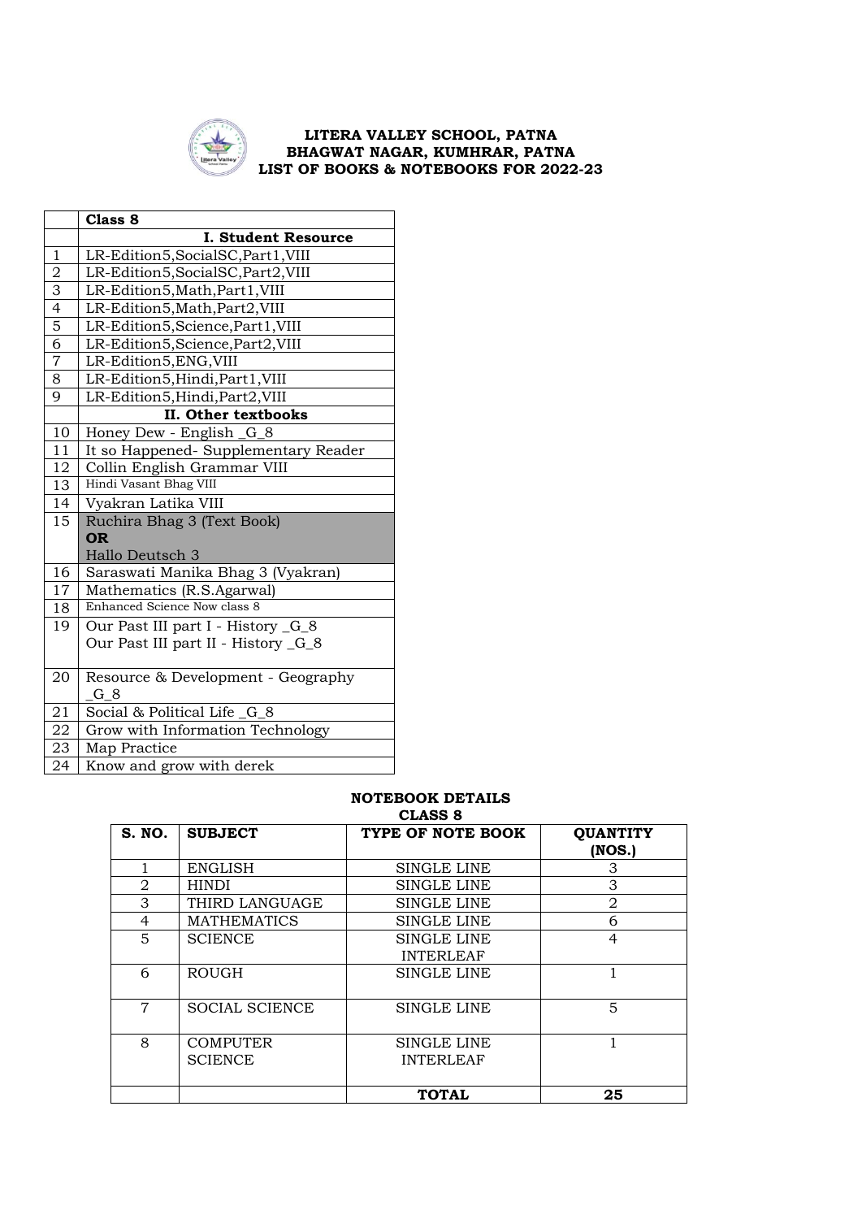**LITERA VALLEY SCHOOL, PATNA**
**BHAGWAT NAGAR, KUMHRAR, PATNA**
**LIST OF BOOKS & NOTEBOOKS FOR 2022-23**

| | **Class 8** |
|---|---|
| | **I. Student Resource** |
| 1 | LR-Edition5,SocialSC,Part1,VIII |
| 2 | LR-Edition5,SocialSC,Part2,VIII |
| 3 | LR-Edition5,Math,Part1,VIII |
| 4 | LR-Edition5,Math,Part2,VIII |
| 5 | LR-Edition5,Science,Part1,VIII |
| 6 | LR-Edition5,Science,Part2,VIII |
| 7 | LR-Edition5,ENG,VIII |
| 8 | LR-Edition5,Hindi,Part1,VIII |
| 9 | LR-Edition5,Hindi,Part2,VIII |
| | **II. Other textbooks** |
| 10 | Honey Dew - English _G_8 |
| 11 | It so Happened- Supplementary Reader |
| 12 | Collin English Grammar VIII |
| 13 | Hindi Vasant Bhag VIII |
| 14 | Vyakran Latika VIII |
| 15 | Ruchira Bhag 3 (Text Book) **OR** Hallo Deutsch 3 |
| 16 | Saraswati Manika Bhag 3 (Vyakran) |
| 17 | Mathematics (R.S.Agarwal) |
| 18 | Enhanced Science Now class 8 |
| 19 | Our Past III part I - History _G_8<br>Our Past III part II - History _G_8 |
| 20 | Resource & Development - Geography _G_8 |
| 21 | Social & Political Life _G_8 |
| 22 | Grow with Information Technology |
| 23 | Map Practice |
| 24 | Know and grow with derek |

**NOTEBOOK DETAILS**
**CLASS 8**

| S. NO. | SUBJECT | TYPE OF NOTE BOOK | QUANTITY (NOS.) |
|---|---|---|---|
| 1 | ENGLISH | SINGLE LINE | 3 |
| 2 | HINDI | SINGLE LINE | 3 |
| 3 | THIRD LANGUAGE | SINGLE LINE | 2 |
| 4 | MATHEMATICS | SINGLE LINE | 6 |
| 5 | SCIENCE | SINGLE LINE INTERLEAF | 4 |
| 6 | ROUGH | SINGLE LINE | 1 |
| 7 | SOCIAL SCIENCE | SINGLE LINE | 5 |
| 8 | COMPUTER SCIENCE | SINGLE LINE INTERLEAF | 1 |
| | | **TOTAL** | **25** |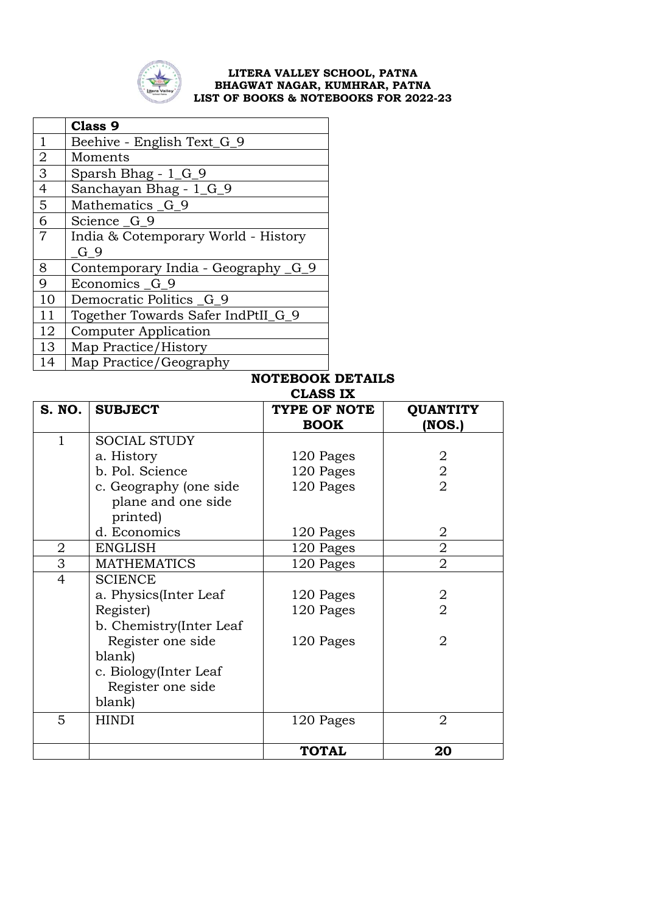**LITERA VALLEY SCHOOL, PATNA**
**BHAGWAT NAGAR, KUMHRAR, PATNA**
**LIST OF BOOKS & NOTEBOOKS FOR 2022-23**

| | **Class 9** |
|---|---|
| 1 | Beehive - English Text_G_9 |
| 2 | Moments |
| 3 | Sparsh Bhag - 1_G_9 |
| 4 | Sanchayan Bhag - 1_G_9 |
| 5 | Mathematics _G_9 |
| 6 | Science _G_9 |
| 7 | India & Cotemporary World - History _G_9 |
| 8 | Contemporary India - Geography _G_9 |
| 9 | Economics _G_9 |
| 10 | Democratic Politics _G_9 |
| 11 | Together Towards Safer IndPtII_G_9 |
| 12 | Computer Application |
| 13 | Map Practice/History |
| 14 | Map Practice/Geography |

**NOTEBOOK DETAILS**
**CLASS IX**

| S. NO. | SUBJECT | TYPE OF NOTE BOOK | QUANTITY (NOS.) |
|---|---|---|---|
| 1 | SOCIAL STUDY | | |
| | a. History | 120 Pages | 2 |
| | b. Pol. Science | 120 Pages | 2 |
| | c. Geography (one side plane and one side printed) | 120 Pages | 2 |
| | d. Economics | 120 Pages | 2 |
| 2 | ENGLISH | 120 Pages | 2 |
| 3 | MATHEMATICS | 120 Pages | 2 |
| 4 | SCIENCE | | |
| | a. Physics(Inter Leaf Register) | 120 Pages | 2 |
| | b. Chemistry(Inter Leaf Register one side blank) | 120 Pages | 2 |
| | c. Biology(Inter Leaf Register one side blank) | 120 Pages | 2 |
| 5 | HINDI | 120 Pages | 2 |
| | | **TOTAL** | **20** |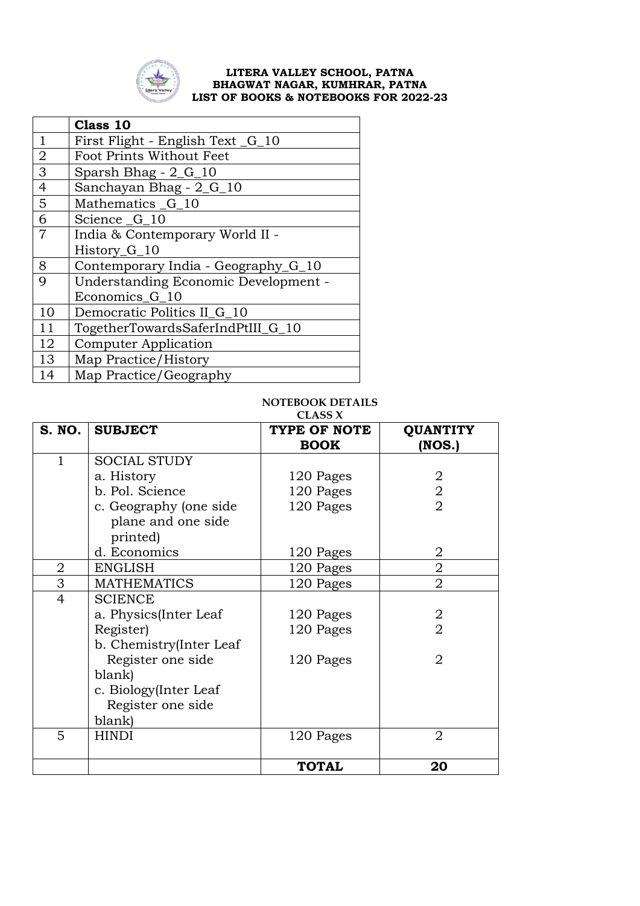**LITERA VALLEY SCHOOL, PATNA**
**BHAGWAT NAGAR, KUMHRAR, PATNA**
**LIST OF BOOKS & NOTEBOOKS FOR 2022-23**

| | **Class 10** |
|---|---|
| 1 | First Flight - English Text _G_10 |
| 2 | Foot Prints Without Feet |
| 3 | Sparsh Bhag - 2_G_10 |
| 4 | Sanchayan Bhag - 2_G_10 |
| 5 | Mathematics _G_10 |
| 6 | Science _G_10 |
| 7 | India & Contemporary World II - History_G_10 |
| 8 | Contemporary India - Geography_G_10 |
| 9 | Understanding Economic Development - Economics_G_10 |
| 10 | Democratic Politics II_G_10 |
| 11 | TogetherTowardsSaferIndPtIII_G_10 |
| 12 | Computer Application |
| 13 | Map Practice/History |
| 14 | Map Practice/Geography |

**NOTEBOOK DETAILS**
**CLASS X**

| S. NO. | SUBJECT | TYPE OF NOTE BOOK | QUANTITY (NOS.) |
|---|---|---|---|
| 1 | SOCIAL STUDY | | |
| | a. History | 120 Pages | 2 |
| | b. Pol. Science | 120 Pages | 2 |
| | c. Geography (one side plane and one side printed) | 120 Pages | 2 |
| | d. Economics | 120 Pages | 2 |
| 2 | ENGLISH | 120 Pages | 2 |
| 3 | MATHEMATICS | 120 Pages | 2 |
| 4 | SCIENCE | | |
| | a. Physics(Inter Leaf Register) | 120 Pages | 2 |
| | b. Chemistry(Inter Leaf Register one side blank) | 120 Pages | 2 |
| | c. Biology(Inter Leaf Register one side blank) | 120 Pages | 2 |
| 5 | HINDI | 120 Pages | 2 |
| | | **TOTAL** | **20** |